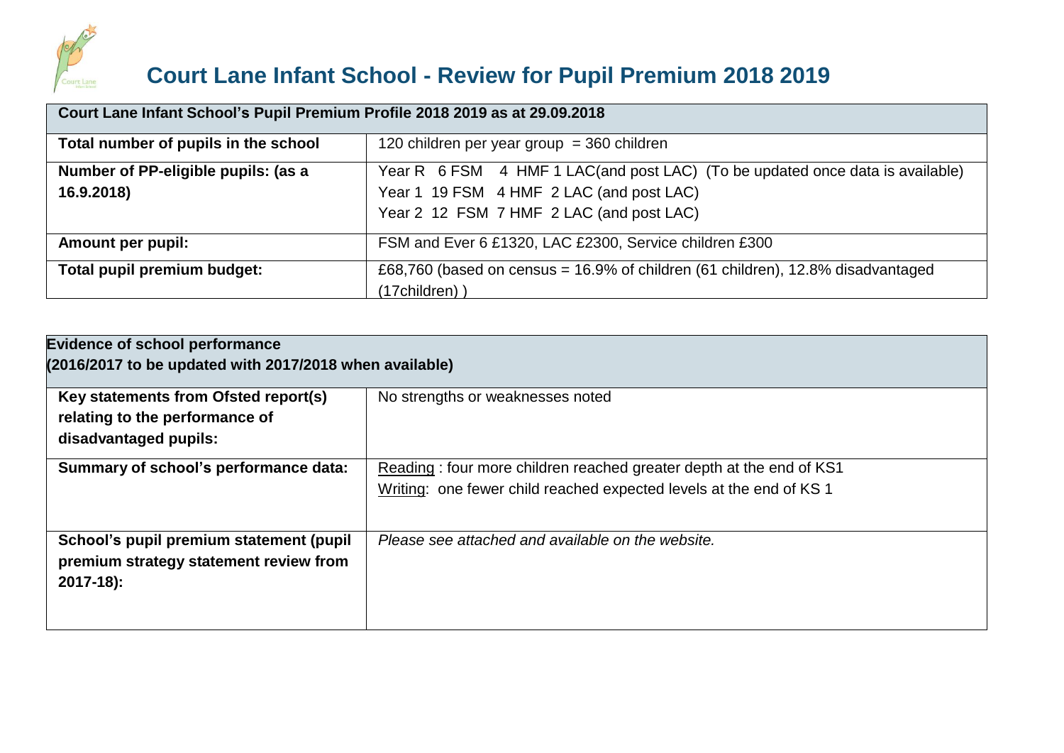# Court Lane Infant School - Review for Pupil Premium 2018 2019

| Court Lane Infant School's Pupil Premium Profile 2018 2019 as at 29.09.2018 | |
|---|---|
| **Total number of pupils in the school** | 120 children per year group = 360 children |
| **Number of PP-eligible pupils: (as a 16.9.2018)** | Year R 6 FSM 4 HMF 1 LAC(and post LAC) (To be updated once data is available)<br>Year 1 19 FSM 4 HMF 2 LAC (and post LAC)<br>Year 2 12 FSM 7 HMF 2 LAC (and post LAC) |
| **Amount per pupil:** | FSM and Ever 6 £1320, LAC £2300, Service children £300 |
| **Total pupil premium budget:** | £68,760 (based on census = 16.9% of children (61 children), 12.8% disadvantaged (17children) ) |

| Evidence of school performance<br>(2016/2017 to be updated with 2017/2018 when available) | |
|---|---|
| **Key statements from Ofsted report(s) relating to the performance of disadvantaged pupils:** | No strengths or weaknesses noted |
| **Summary of school's performance data:** | Reading : four more children reached greater depth at the end of KS1<br>Writing: one fewer child reached expected levels at the end of KS 1 |
| **School's pupil premium statement (pupil premium strategy statement review from 2017-18):** | *Please see attached and available on the website.* |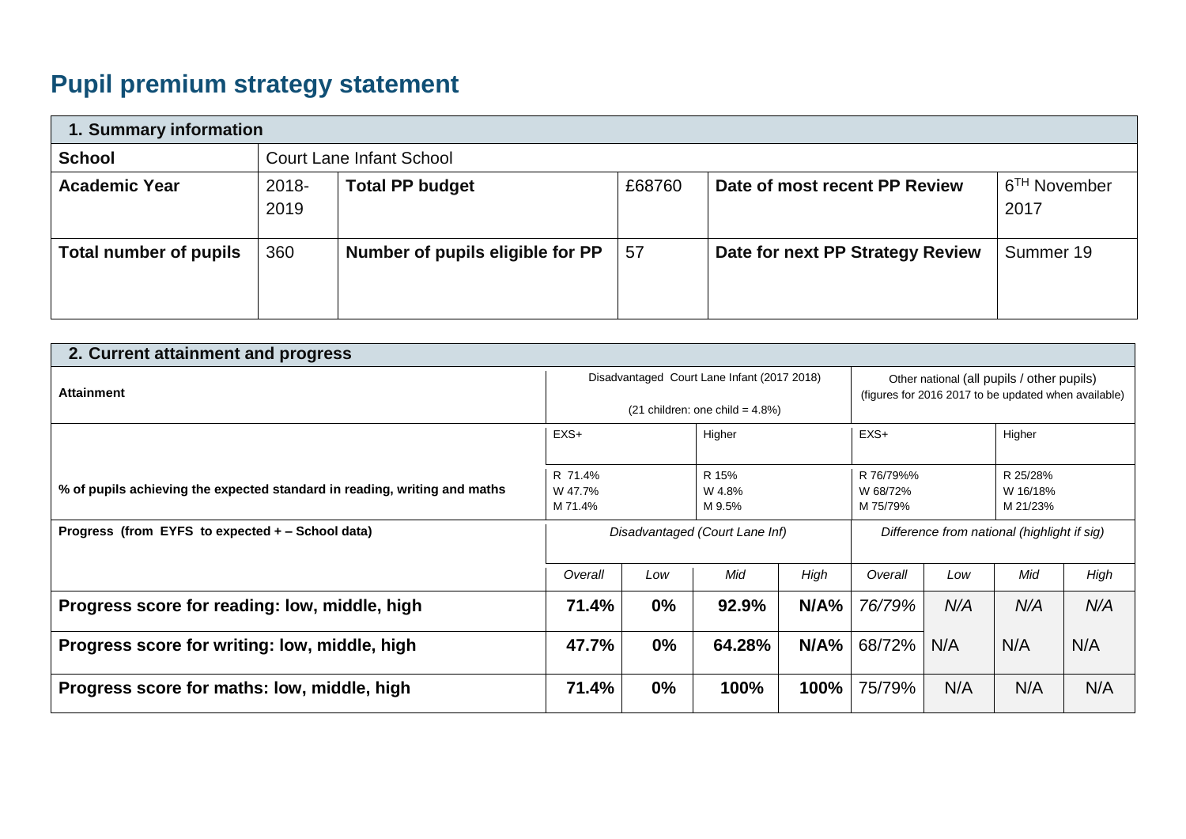# Pupil premium strategy statement

| 1. Summary information | | | | | |
|---|---|---|---|---|---|
| **School** | Court Lane Infant School | | | | |
| **Academic Year** | 2018-2019 | **Total PP budget** | £68760 | **Date of most recent PP Review** | 6TH November 2017 |
| **Total number of pupils** | 360 | **Number of pupils eligible for PP** | 57 | **Date for next PP Strategy Review** | Summer 19 |

| 2. Current attainment and progress | | | | | | | | |
|---|---|---|---|---|---|---|---|---|
| **Attainment** | Disadvantaged Court Lane Infant (2017 2018) (21 children: one child = 4.8%) | | | | Other national (all pupils / other pupils) (figures for 2016 2017 to be updated when available) | | | |
| | EXS+ | | Higher | | EXS+ | | Higher | |
| **% of pupils achieving the expected standard in reading, writing and maths** | R 71.4% W 47.7% M 71.4% | | R 15% W 4.8% M 9.5% | | R 76/79%% W 68/72% M 75/79% | | R 25/28% W 16/18% M 21/23% | |
| **Progress (from EYFS to expected + – School data)** | *Disadvantaged (Court Lane Inf)* | | | | *Difference from national (highlight if sig)* | | | |
| | *Overall* | *Low* | *Mid* | *High* | *Overall* | *Low* | *Mid* | *High* |
| **Progress score for reading: low, middle, high** | **71.4%** | **0%** | **92.9%** | **N/A%** | *76/79%* | *N/A* | *N/A* | *N/A* |
| **Progress score for writing: low, middle, high** | **47.7%** | **0%** | **64.28%** | **N/A%** | 68/72% | N/A | N/A | N/A |
| **Progress score for maths: low, middle, high** | **71.4%** | **0%** | **100%** | **100%** | 75/79% | N/A | N/A | N/A |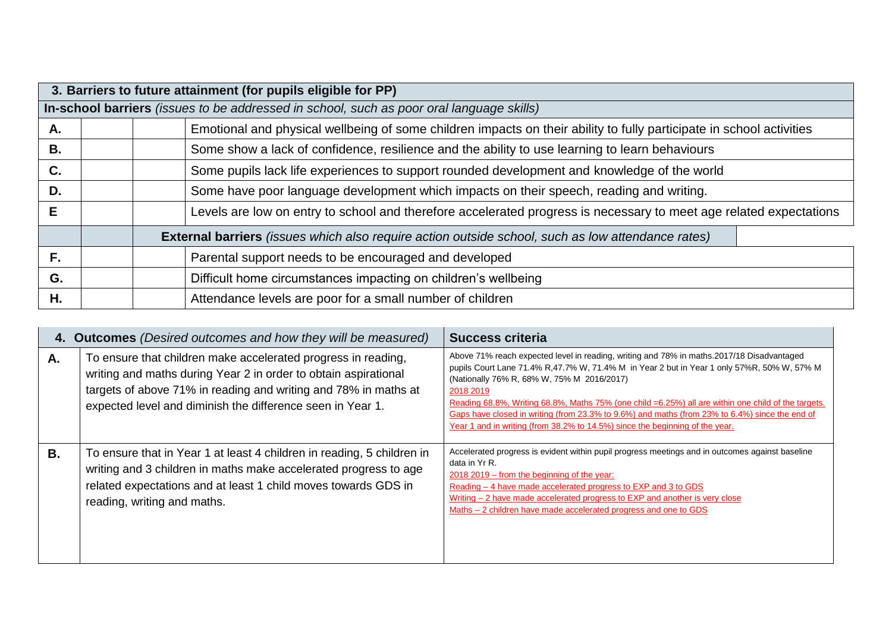| 3. Barriers to future attainment (for pupils eligible for PP) | | | |
|---|---|---|---|
| **In-school barriers** *(issues to be addressed in school, such as poor oral language skills)* | | | |
| **A.** | | | Emotional and physical wellbeing of some children impacts on their ability to fully participate in school activities |
| **B.** | | | Some show a lack of confidence, resilience and the ability to use learning to learn behaviours |
| **C.** | | | Some pupils lack life experiences to support rounded development and knowledge of the world |
| **D.** | | | Some have poor language development which impacts on their speech, reading and writing. |
| **E** | | | Levels are low on entry to school and therefore accelerated progress is necessary to meet age related expectations |
| | | **External barriers** *(issues which also require action outside school, such as low attendance rates)* | |
| **F.** | | | Parental support needs to be encouraged and developed |
| **G.** | | | Difficult home circumstances impacting on children's wellbeing |
| **H.** | | | Attendance levels are poor for a small number of children |

| | 4. Outcomes *(Desired outcomes and how they will be measured)* | Success criteria |
|---|---|---|
| **A.** | To ensure that children make accelerated progress in reading, writing and maths during Year 2 in order to obtain aspirational targets of above 71% in reading and writing and 78% in maths at expected level and diminish the difference seen in Year 1. | Above 71% reach expected level in reading, writing and 78% in maths.2017/18 Disadvantaged pupils Court Lane 71.4% R,47.7% W, 71.4% M in Year 2 but in Year 1 only 57%R, 50% W, 57% M (Nationally 76% R, 68% W, 75% M 2016/2017)<br>2018 2019<br>Reading 68.8%, Writing 68.8%, Maths 75% (one child =6.25%) all are within one child of the targets. Gaps have closed in writing (from 23.3% to 9.6%) and maths (from 23% to 6.4%) since the end of Year 1 and in writing (from 38.2% to 14.5%) since the beginning of the year. |
| **B.** | To ensure that in Year 1 at least 4 children in reading, 5 children in writing and 3 children in maths make accelerated progress to age related expectations and at least 1 child moves towards GDS in reading, writing and maths. | Accelerated progress is evident within pupil progress meetings and in outcomes against baseline data in Yr R.<br>2018 2019 – from the beginning of the year:<br>Reading – 4 have made accelerated progress to EXP and 3 to GDS<br>Writing – 2 have made accelerated progress to EXP and another is very close<br>Maths – 2 children have made accelerated progress and one to GDS |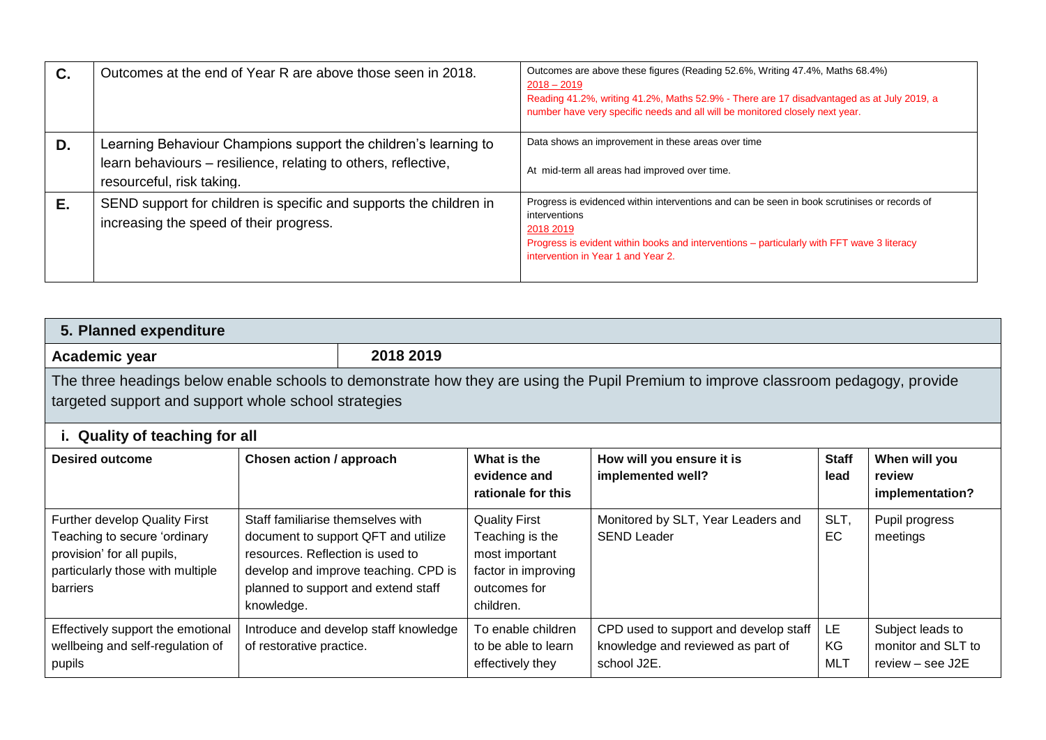| | | |
|---|---|---|
| **C.** | Outcomes at the end of Year R are above those seen in 2018. | Outcomes are above these figures (Reading 52.6%, Writing 47.4%, Maths 68.4%)<br>2018 – 2019<br>Reading 41.2%, writing 41.2%, Maths 52.9% - There are 17 disadvantaged as at July 2019, a number have very specific needs and all will be monitored closely next year. |
| **D.** | Learning Behaviour Champions support the children's learning to learn behaviours – resilience, relating to others, reflective, resourceful, risk taking. | Data shows an improvement in these areas over time<br><br>At mid-term all areas had improved over time. |
| **E.** | SEND support for children is specific and supports the children in increasing the speed of their progress. | Progress is evidenced within interventions and can be seen in book scrutinises or records of interventions<br>2018 2019<br>Progress is evident within books and interventions – particularly with FFT wave 3 literacy intervention in Year 1 and Year 2. |

## 5. Planned expenditure

**Academic year** | **2018 2019**

The three headings below enable schools to demonstrate how they are using the Pupil Premium to improve classroom pedagogy, provide targeted support and support whole school strategies

### i. Quality of teaching for all

| Desired outcome | Chosen action / approach | What is the evidence and rationale for this | How will you ensure it is implemented well? | Staff lead | When will you review implementation? |
|---|---|---|---|---|---|
| Further develop Quality First Teaching to secure 'ordinary provision' for all pupils, particularly those with multiple barriers | Staff familiarise themselves with document to support QFT and utilize resources. Reflection is used to develop and improve teaching. CPD is planned to support and extend staff knowledge. | Quality First Teaching is the most important factor in improving outcomes for children. | Monitored by SLT, Year Leaders and SEND Leader | SLT, EC | Pupil progress meetings |
| Effectively support the emotional wellbeing and self-regulation of pupils | Introduce and develop staff knowledge of restorative practice. | To enable children to be able to learn effectively they | CPD used to support and develop staff knowledge and reviewed as part of school J2E. | LE KG MLT | Subject leads to monitor and SLT to review – see J2E |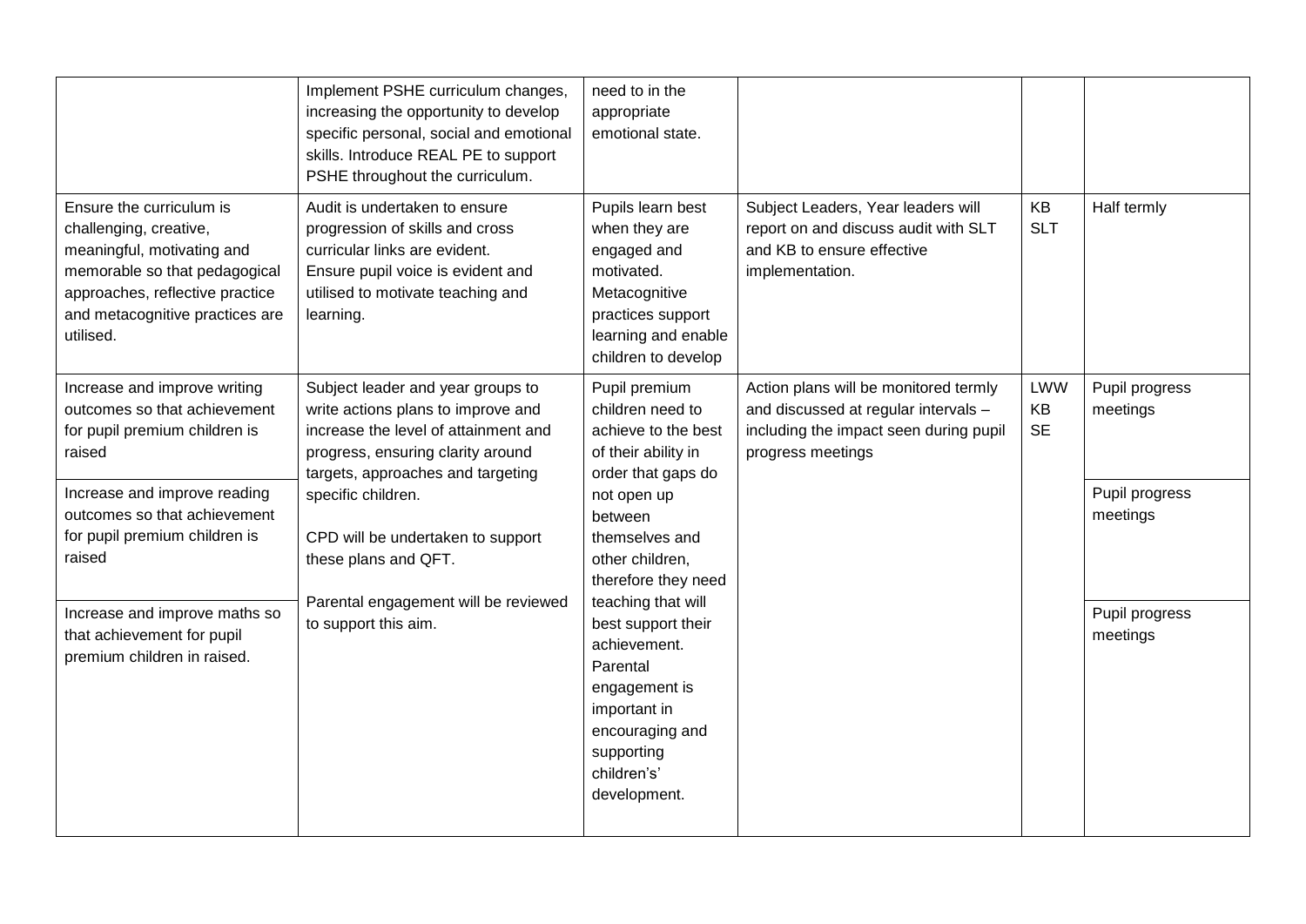| | | | | | |
|---|---|---|---|---|---|
| | Implement PSHE curriculum changes, increasing the opportunity to develop specific personal, social and emotional skills. Introduce REAL PE to support PSHE throughout the curriculum. | need to in the appropriate emotional state. | | | |
| Ensure the curriculum is challenging, creative, meaningful, motivating and memorable so that pedagogical approaches, reflective practice and metacognitive practices are utilised. | Audit is undertaken to ensure progression of skills and cross curricular links are evident.<br>Ensure pupil voice is evident and utilised to motivate teaching and learning. | Pupils learn best when they are engaged and motivated. Metacognitive practices support learning and enable children to develop | Subject Leaders, Year leaders will report on and discuss audit with SLT and KB to ensure effective implementation. | KB<br>SLT | Half termly |
| Increase and improve writing outcomes so that achievement for pupil premium children is raised | Subject leader and year groups to write actions plans to improve and increase the level of attainment and progress, ensuring clarity around targets, approaches and targeting specific children.<br><br>CPD will be undertaken to support these plans and QFT.<br><br>Parental engagement will be reviewed to support this aim. | Pupil premium children need to achieve to the best of their ability in order that gaps do not open up between themselves and other children, therefore they need teaching that will best support their achievement. Parental engagement is important in encouraging and supporting children's' development. | Action plans will be monitored termly and discussed at regular intervals – including the impact seen during pupil progress meetings | LWW<br>KB<br>SE | Pupil progress meetings |
| Increase and improve reading outcomes so that achievement for pupil premium children is raised | | | | | Pupil progress meetings |
| Increase and improve maths so that achievement for pupil premium children in raised. | | | | | Pupil progress meetings |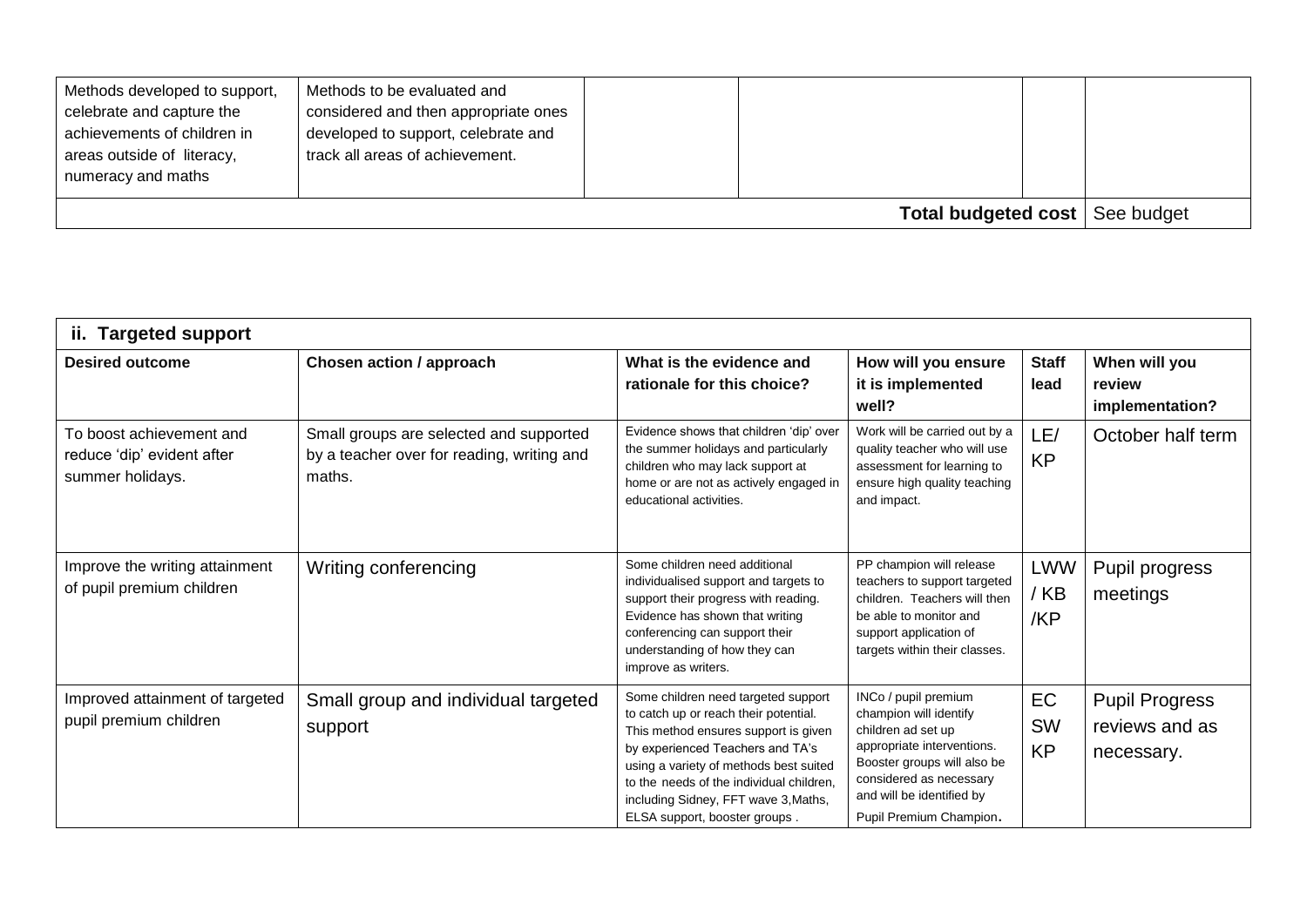| | | | | | |
|---|---|---|---|---|---|
| Methods developed to support, celebrate and capture the achievements of children in areas outside of literacy, numeracy and maths | Methods to be evaluated and considered and then appropriate ones developed to support, celebrate and track all areas of achievement. | | | | |
| | | | | **Total budgeted cost** | See budget |

| **ii. Targeted support** | | | | | |
|---|---|---|---|---|---|
| **Desired outcome** | **Chosen action / approach** | **What is the evidence and rationale for this choice?** | **How will you ensure it is implemented well?** | **Staff lead** | **When will you review implementation?** |
| To boost achievement and reduce 'dip' evident after summer holidays. | Small groups are selected and supported by a teacher over for reading, writing and maths. | Evidence shows that children 'dip' over the summer holidays and particularly children who may lack support at home or are not as actively engaged in educational activities. | Work will be carried out by a quality teacher who will use assessment for learning to ensure high quality teaching and impact. | LE/ KP | October half term |
| Improve the writing attainment of pupil premium children | Writing conferencing | Some children need additional individualised support and targets to support their progress with reading. Evidence has shown that writing conferencing can support their understanding of how they can improve as writers. | PP champion will release teachers to support targeted children. Teachers will then be able to monitor and support application of targets within their classes. | LWW / KB /KP | Pupil progress meetings |
| Improved attainment of targeted pupil premium children | Small group and individual targeted support | Some children need targeted support to catch up or reach their potential. This method ensures support is given by experienced Teachers and TA's using a variety of methods best suited to the needs of the individual children, including Sidney, FFT wave 3,Maths, ELSA support, booster groups . | INCo / pupil premium champion will identify children ad set up appropriate interventions. Booster groups will also be considered as necessary and will be identified by Pupil Premium Champion. | EC SW KP | Pupil Progress reviews and as necessary. |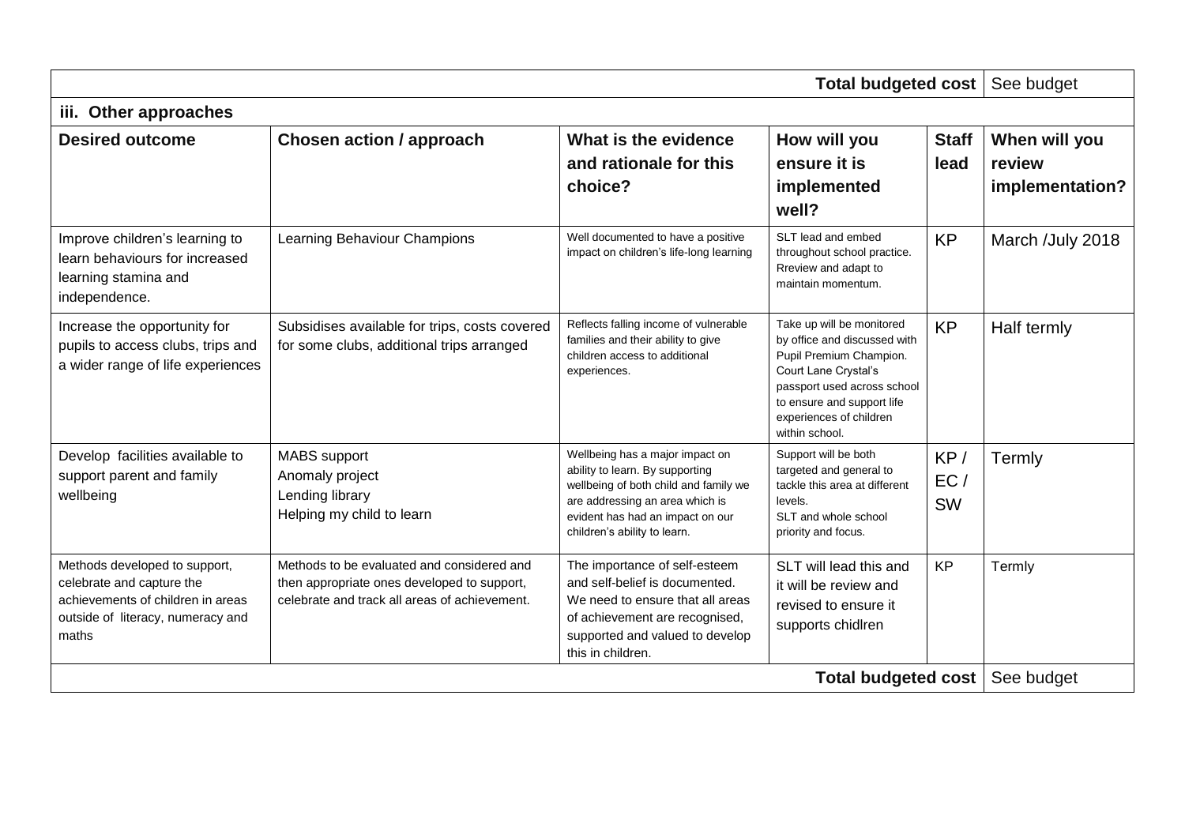| | | | | | |
|---|---|---|---|---|---|
| | | | | **Total budgeted cost** | See budget |

### iii. Other approaches

| Desired outcome | Chosen action / approach | What is the evidence and rationale for this choice? | How will you ensure it is implemented well? | Staff lead | When will you review implementation? |
|---|---|---|---|---|---|
| Improve children's learning to learn behaviours for increased learning stamina and independence. | Learning Behaviour Champions | Well documented to have a positive impact on children's life-long learning | SLT lead and embed throughout school practice. Rreview and adapt to maintain momentum. | KP | March /July 2018 |
| Increase the opportunity for pupils to access clubs, trips and a wider range of life experiences | Subsidises available for trips, costs covered for some clubs, additional trips arranged | Reflects falling income of vulnerable families and their ability to give children access to additional experiences. | Take up will be monitored by office and discussed with Pupil Premium Champion. Court Lane Crystal's passport used across school to ensure and support life experiences of children within school. | KP | Half termly |
| Develop facilities available to support parent and family wellbeing | MABS support<br>Anomaly project<br>Lending library<br>Helping my child to learn | Wellbeing has a major impact on ability to learn. By supporting wellbeing of both child and family we are addressing an area which is evident has had an impact on our children's ability to learn. | Support will be both targeted and general to tackle this area at different levels.<br>SLT and whole school priority and focus. | KP / EC / SW | Termly |
| Methods developed to support, celebrate and capture the achievements of children in areas outside of literacy, numeracy and maths | Methods to be evaluated and considered and then appropriate ones developed to support, celebrate and track all areas of achievement. | The importance of self-esteem and self-belief is documented. We need to ensure that all areas of achievement are recognised, supported and valued to develop this in children. | SLT will lead this and it will be review and revised to ensure it supports chidlren | KP | Termly |
| | | | | **Total budgeted cost** | See budget |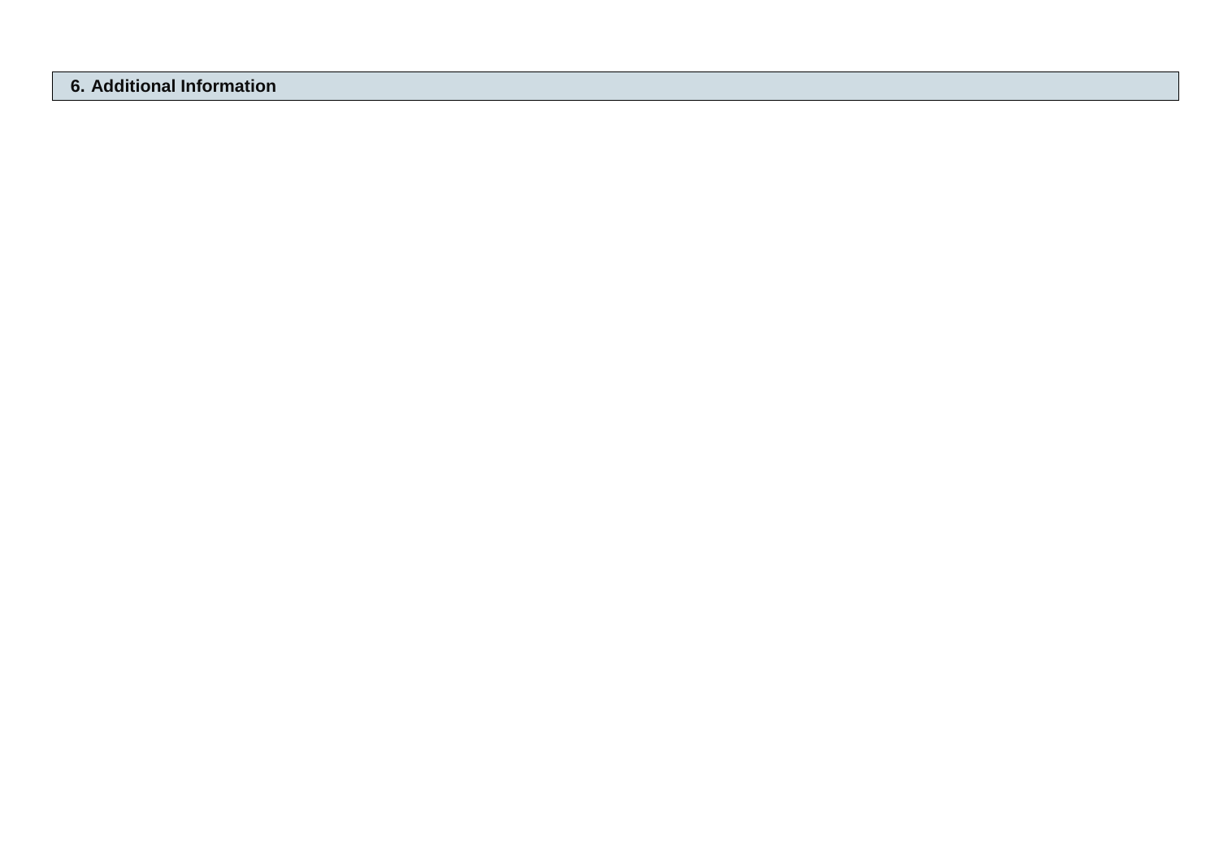## 6. Additional Information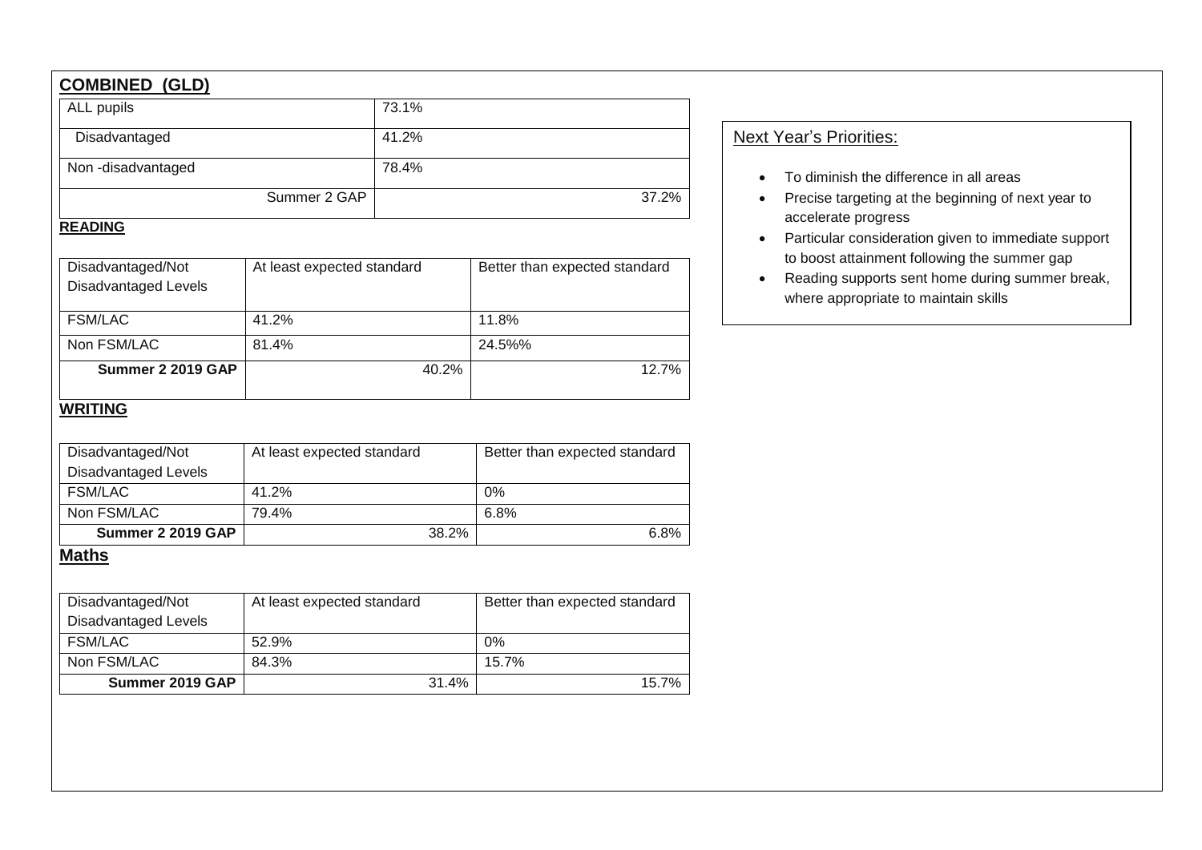## COMBINED (GLD)

| ALL pupils | 73.1% |
| --- | --- |
| Disadvantaged | 41.2% |
| Non -disadvantaged | 78.4% |
| Summer 2 GAP | 37.2% |

### READING

| Disadvantaged/Not Disadvantaged Levels | At least expected standard | Better than expected standard |
| --- | --- | --- |
| FSM/LAC | 41.2% | 11.8% |
| Non FSM/LAC | 81.4% | 24.5%% |
| **Summer 2 2019 GAP** | 40.2% | 12.7% |

### WRITING

| Disadvantaged/Not Disadvantaged Levels | At least expected standard | Better than expected standard |
| --- | --- | --- |
| FSM/LAC | 41.2% | 0% |
| Non FSM/LAC | 79.4% | 6.8% |
| **Summer 2 2019 GAP** | 38.2% | 6.8% |

### Maths

| Disadvantaged/Not Disadvantaged Levels | At least expected standard | Better than expected standard |
| --- | --- | --- |
| FSM/LAC | 52.9% | 0% |
| Non FSM/LAC | 84.3% | 15.7% |
| **Summer 2019 GAP** | 31.4% | 15.7% |

Next Year's Priorities:

- To diminish the difference in all areas
- Precise targeting at the beginning of next year to accelerate progress
- Particular consideration given to immediate support to boost attainment following the summer gap
- Reading supports sent home during summer break, where appropriate to maintain skills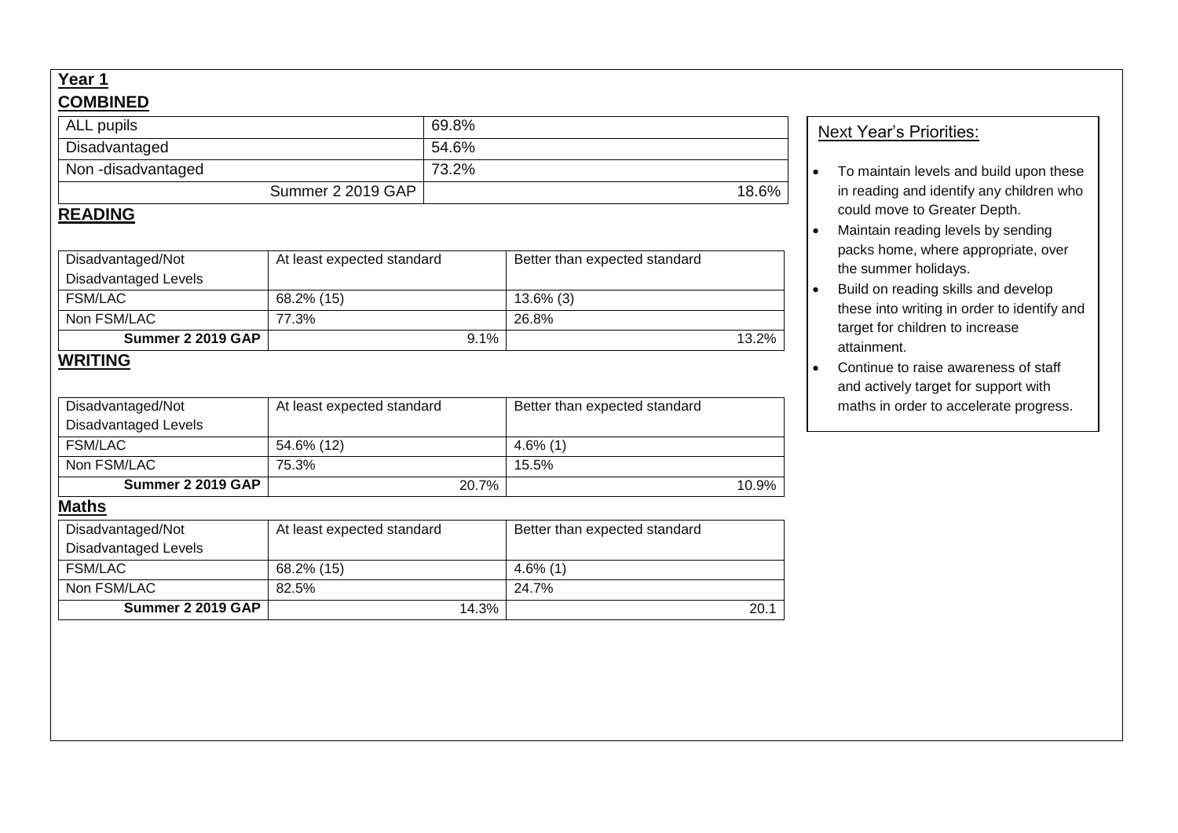## Year 1

### COMBINED

| ALL pupils | 69.8% |
|---|---|
| Disadvantaged | 54.6% |
| Non -disadvantaged | 73.2% |
| Summer 2 2019 GAP | 18.6% |

### READING

| Disadvantaged/Not Disadvantaged Levels | At least expected standard | Better than expected standard |
|---|---|---|
| FSM/LAC | 68.2% (15) | 13.6% (3) |
| Non FSM/LAC | 77.3% | 26.8% |
| **Summer 2 2019 GAP** | 9.1% | 13.2% |

### WRITING

| Disadvantaged/Not Disadvantaged Levels | At least expected standard | Better than expected standard |
|---|---|---|
| FSM/LAC | 54.6% (12) | 4.6% (1) |
| Non FSM/LAC | 75.3% | 15.5% |
| **Summer 2 2019 GAP** | 20.7% | 10.9% |

### Maths

| Disadvantaged/Not Disadvantaged Levels | At least expected standard | Better than expected standard |
|---|---|---|
| FSM/LAC | 68.2% (15) | 4.6% (1) |
| Non FSM/LAC | 82.5% | 24.7% |
| **Summer 2 2019 GAP** | 14.3% | 20.1 |

### Next Year's Priorities:

- To maintain levels and build upon these in reading and identify any children who could move to Greater Depth.
- Maintain reading levels by sending packs home, where appropriate, over the summer holidays.
- Build on reading skills and develop these into writing in order to identify and target for children to increase attainment.
- Continue to raise awareness of staff and actively target for support with maths in order to accelerate progress.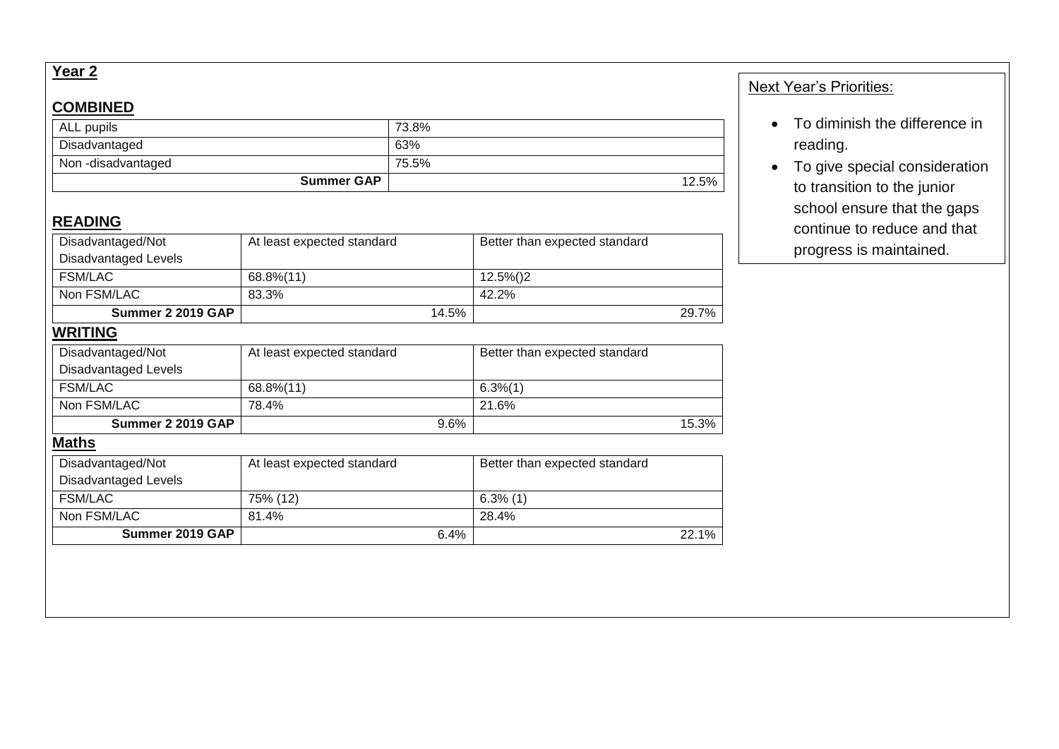## Year 2

### COMBINED

| | |
|---|---|
| ALL pupils | 73.8% |
| Disadvantaged | 63% |
| Non -disadvantaged | 75.5% |
| **Summer GAP** | 12.5% |

### READING

| Disadvantaged/Not Disadvantaged Levels | At least expected standard | Better than expected standard |
|---|---|---|
| FSM/LAC | 68.8%(11) | 12.5%()2 |
| Non FSM/LAC | 83.3% | 42.2% |
| **Summer 2 2019 GAP** | 14.5% | 29.7% |

### WRITING

| Disadvantaged/Not Disadvantaged Levels | At least expected standard | Better than expected standard |
|---|---|---|
| FSM/LAC | 68.8%(11) | 6.3%(1) |
| Non FSM/LAC | 78.4% | 21.6% |
| **Summer 2 2019 GAP** | 9.6% | 15.3% |

### Maths

| Disadvantaged/Not Disadvantaged Levels | At least expected standard | Better than expected standard |
|---|---|---|
| FSM/LAC | 75% (12) | 6.3% (1) |
| Non FSM/LAC | 81.4% | 28.4% |
| **Summer 2019 GAP** | 6.4% | 22.1% |

Next Year's Priorities:

- To diminish the difference in reading.
- To give special consideration to transition to the junior school ensure that the gaps continue to reduce and that progress is maintained.